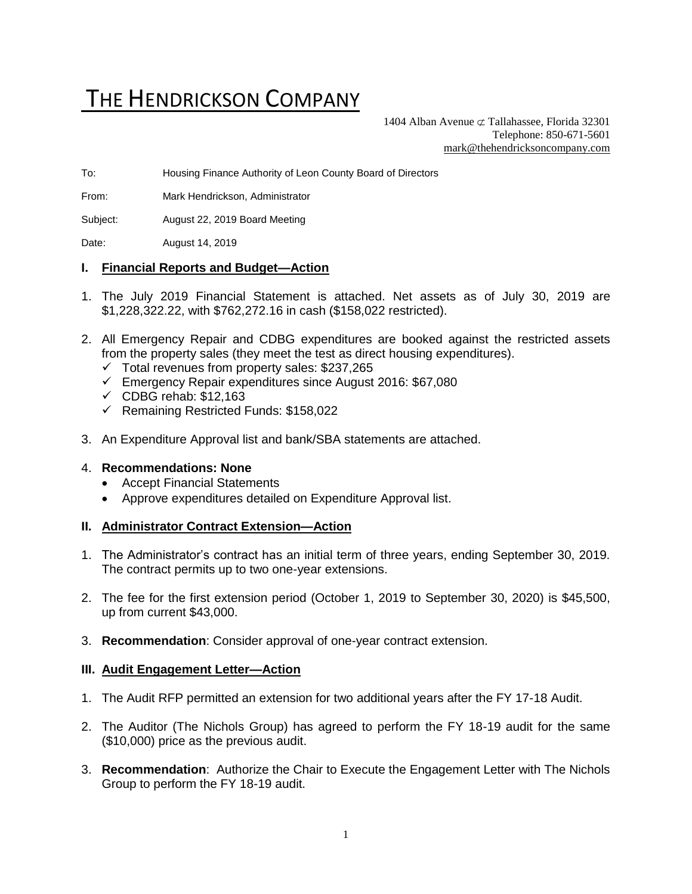# THE HENDRICKSON COMPANY

1404 Alban Avenue ⊄ Tallahassee, Florida 32301
Telephone: 850-671-5601
mark@thehendricksoncompany.com

To: Housing Finance Authority of Leon County Board of Directors

From: Mark Hendrickson, Administrator

Subject: August 22, 2019 Board Meeting

Date: August 14, 2019

## I. Financial Reports and Budget—Action

1. The July 2019 Financial Statement is attached. Net assets as of July 30, 2019 are $1,228,322.22, with $762,272.16 in cash ($158,022 restricted).
2. All Emergency Repair and CDBG expenditures are booked against the restricted assets from the property sales (they meet the test as direct housing expenditures).
   - ✓ Total revenues from property sales: $237,265
   - ✓ Emergency Repair expenditures since August 2016: $67,080
   - ✓ CDBG rehab: $12,163
   - ✓ Remaining Restricted Funds: $158,022
3. An Expenditure Approval list and bank/SBA statements are attached.
4. **Recommendations: None**
   - Accept Financial Statements
   - Approve expenditures detailed on Expenditure Approval list.

## II. Administrator Contract Extension—Action

1. The Administrator's contract has an initial term of three years, ending September 30, 2019. The contract permits up to two one-year extensions.
2. The fee for the first extension period (October 1, 2019 to September 30, 2020) is $45,500, up from current $43,000.
3. **Recommendation**: Consider approval of one-year contract extension.

## III. Audit Engagement Letter—Action

1. The Audit RFP permitted an extension for two additional years after the FY 17-18 Audit.
2. The Auditor (The Nichols Group) has agreed to perform the FY 18-19 audit for the same ($10,000) price as the previous audit.
3. **Recommendation**: Authorize the Chair to Execute the Engagement Letter with The Nichols Group to perform the FY 18-19 audit.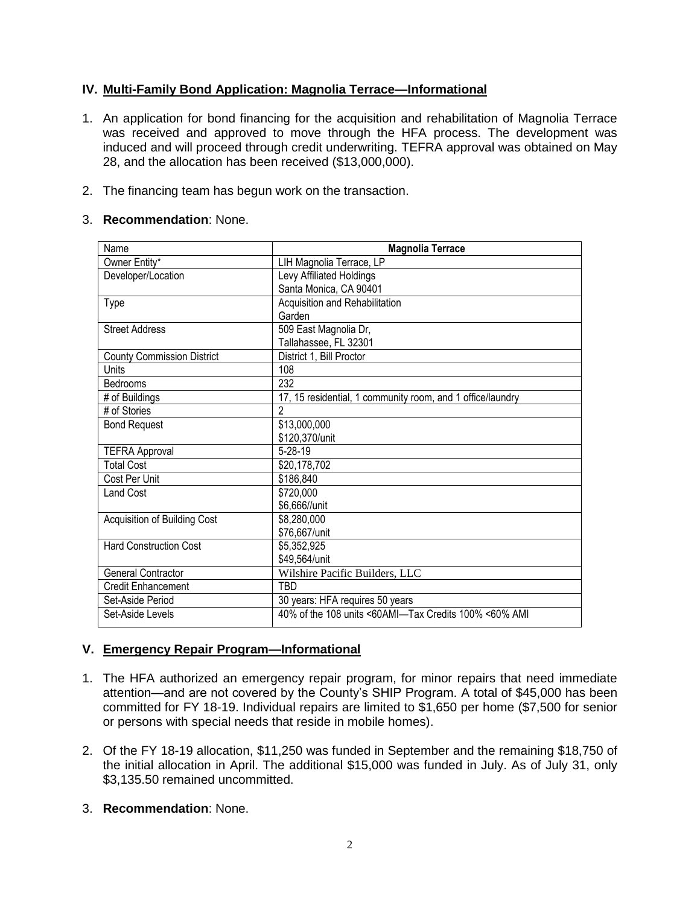## IV. Multi-Family Bond Application: Magnolia Terrace—Informational

1. An application for bond financing for the acquisition and rehabilitation of Magnolia Terrace was received and approved to move through the HFA process. The development was induced and will proceed through credit underwriting. TEFRA approval was obtained on May 28, and the allocation has been received ($13,000,000).

2. The financing team has begun work on the transaction.

3. **Recommendation**: None.

| Name | Magnolia Terrace |
|---|---|
| Owner Entity* | LIH Magnolia Terrace, LP |
| Developer/Location | Levy Affiliated Holdings<br>Santa Monica, CA 90401 |
| Type | Acquisition and Rehabilitation<br>Garden |
| Street Address | 509 East Magnolia Dr,<br>Tallahassee, FL 32301 |
| County Commission District | District 1, Bill Proctor |
| Units | 108 |
| Bedrooms | 232 |
| # of Buildings | 17, 15 residential, 1 community room, and 1 office/laundry |
| # of Stories | 2 |
| Bond Request | $13,000,000<br>$120,370/unit |
| TEFRA Approval | 5-28-19 |
| Total Cost | $20,178,702 |
| Cost Per Unit | $186,840 |
| Land Cost | $720,000<br>$6,666//unit |
| Acquisition of Building Cost | $8,280,000<br>$76,667/unit |
| Hard Construction Cost | $5,352,925<br>$49,564/unit |
| General Contractor | Wilshire Pacific Builders, LLC |
| Credit Enhancement | TBD |
| Set-Aside Period | 30 years: HFA requires 50 years |
| Set-Aside Levels | 40% of the 108 units <60AMI—Tax Credits 100% <60% AMI |

## V. Emergency Repair Program—Informational

1. The HFA authorized an emergency repair program, for minor repairs that need immediate attention—and are not covered by the County's SHIP Program. A total of $45,000 has been committed for FY 18-19. Individual repairs are limited to $1,650 per home ($7,500 for senior or persons with special needs that reside in mobile homes).

2. Of the FY 18-19 allocation, $11,250 was funded in September and the remaining $18,750 of the initial allocation in April. The additional $15,000 was funded in July. As of July 31, only $3,135.50 remained uncommitted.

3. **Recommendation**: None.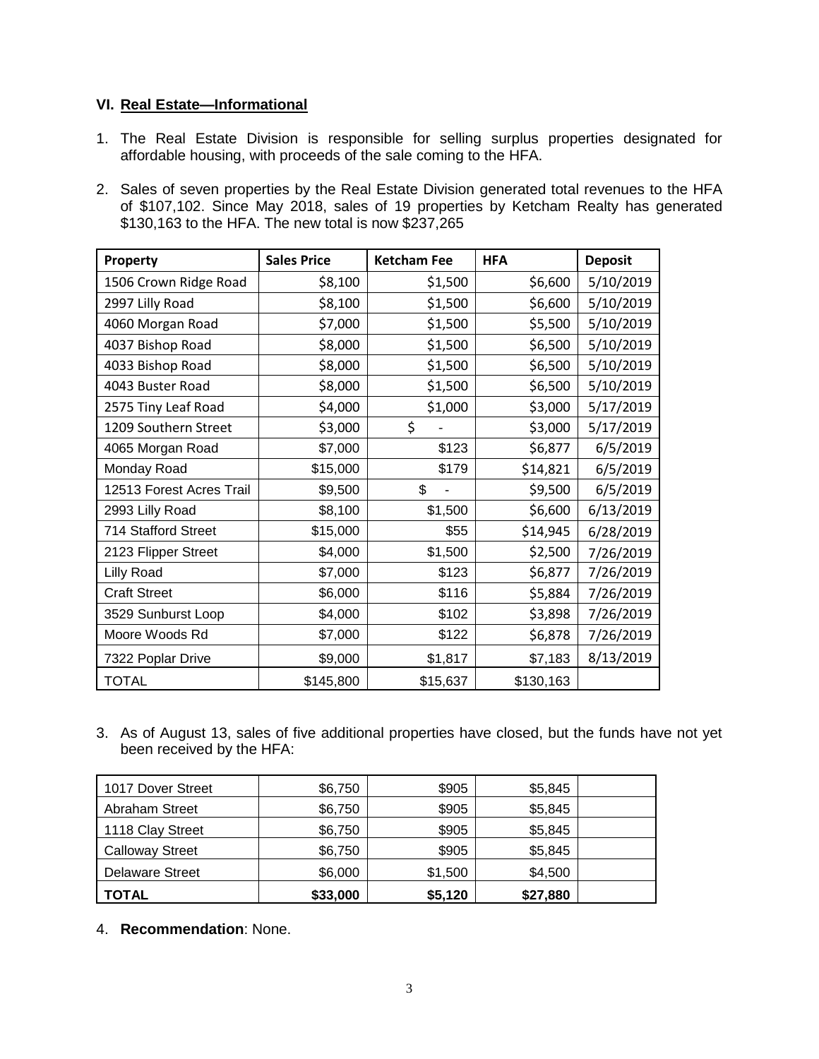## VI. **Real Estate—Informational**

1. The Real Estate Division is responsible for selling surplus properties designated for affordable housing, with proceeds of the sale coming to the HFA.

2. Sales of seven properties by the Real Estate Division generated total revenues to the HFA of $107,102. Since May 2018, sales of 19 properties by Ketcham Realty has generated $130,163 to the HFA. The new total is now $237,265

| Property | Sales Price | Ketcham Fee | HFA | Deposit |
|---|---|---|---|---|
| 1506 Crown Ridge Road | $8,100 | $1,500 | $6,600 | 5/10/2019 |
| 2997 Lilly Road | $8,100 | $1,500 | $6,600 | 5/10/2019 |
| 4060 Morgan Road | $7,000 | $1,500 | $5,500 | 5/10/2019 |
| 4037 Bishop Road | $8,000 | $1,500 | $6,500 | 5/10/2019 |
| 4033 Bishop Road | $8,000 | $1,500 | $6,500 | 5/10/2019 |
| 4043 Buster Road | $8,000 | $1,500 | $6,500 | 5/10/2019 |
| 2575 Tiny Leaf Road | $4,000 | $1,000 | $3,000 | 5/17/2019 |
| 1209 Southern Street | $3,000 | $ - | $3,000 | 5/17/2019 |
| 4065 Morgan Road | $7,000 | $123 | $6,877 | 6/5/2019 |
| Monday Road | $15,000 | $179 | $14,821 | 6/5/2019 |
| 12513 Forest Acres Trail | $9,500 | $ - | $9,500 | 6/5/2019 |
| 2993 Lilly Road | $8,100 | $1,500 | $6,600 | 6/13/2019 |
| 714 Stafford Street | $15,000 | $55 | $14,945 | 6/28/2019 |
| 2123 Flipper Street | $4,000 | $1,500 | $2,500 | 7/26/2019 |
| Lilly Road | $7,000 | $123 | $6,877 | 7/26/2019 |
| Craft Street | $6,000 | $116 | $5,884 | 7/26/2019 |
| 3529 Sunburst Loop | $4,000 | $102 | $3,898 | 7/26/2019 |
| Moore Woods Rd | $7,000 | $122 | $6,878 | 7/26/2019 |
| 7322 Poplar Drive | $9,000 | $1,817 | $7,183 | 8/13/2019 |
| TOTAL | $145,800 | $15,637 | $130,163 | |

3. As of August 13, sales of five additional properties have closed, but the funds have not yet been received by the HFA:

| | | | | |
|---|---|---|---|---|
| 1017 Dover Street | $6,750 | $905 | $5,845 | |
| Abraham Street | $6,750 | $905 | $5,845 | |
| 1118 Clay Street | $6,750 | $905 | $5,845 | |
| Calloway Street | $6,750 | $905 | $5,845 | |
| Delaware Street | $6,000 | $1,500 | $4,500 | |
| **TOTAL** | **$33,000** | **$5,120** | **$27,880** | |

4. **Recommendation**: None.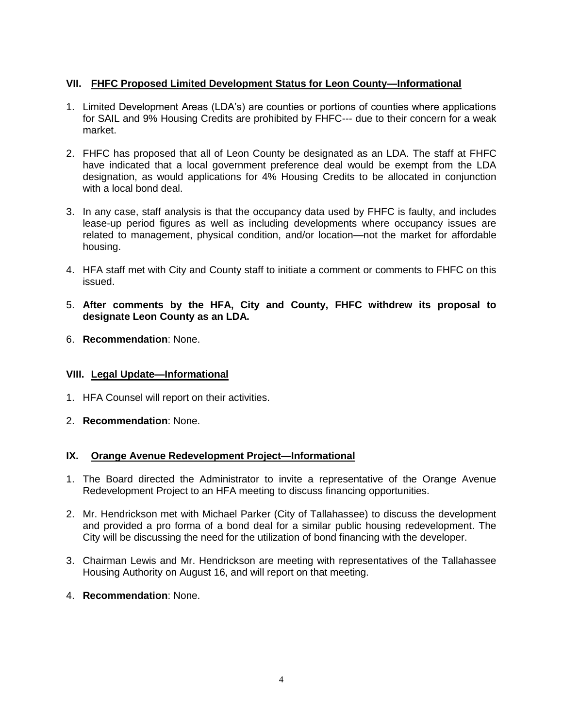## VII. FHFC Proposed Limited Development Status for Leon County—Informational

1. Limited Development Areas (LDA's) are counties or portions of counties where applications for SAIL and 9% Housing Credits are prohibited by FHFC--- due to their concern for a weak market.

2. FHFC has proposed that all of Leon County be designated as an LDA. The staff at FHFC have indicated that a local government preference deal would be exempt from the LDA designation, as would applications for 4% Housing Credits to be allocated in conjunction with a local bond deal.

3. In any case, staff analysis is that the occupancy data used by FHFC is faulty, and includes lease-up period figures as well as including developments where occupancy issues are related to management, physical condition, and/or location—not the market for affordable housing.

4. HFA staff met with City and County staff to initiate a comment or comments to FHFC on this issued.

5. **After comments by the HFA, City and County, FHFC withdrew its proposal to designate Leon County as an LDA.**

6. **Recommendation**: None.

## VIII. Legal Update—Informational

1. HFA Counsel will report on their activities.

2. **Recommendation**: None.

## IX. Orange Avenue Redevelopment Project—Informational

1. The Board directed the Administrator to invite a representative of the Orange Avenue Redevelopment Project to an HFA meeting to discuss financing opportunities.

2. Mr. Hendrickson met with Michael Parker (City of Tallahassee) to discuss the development and provided a pro forma of a bond deal for a similar public housing redevelopment. The City will be discussing the need for the utilization of bond financing with the developer.

3. Chairman Lewis and Mr. Hendrickson are meeting with representatives of the Tallahassee Housing Authority on August 16, and will report on that meeting.

4. **Recommendation**: None.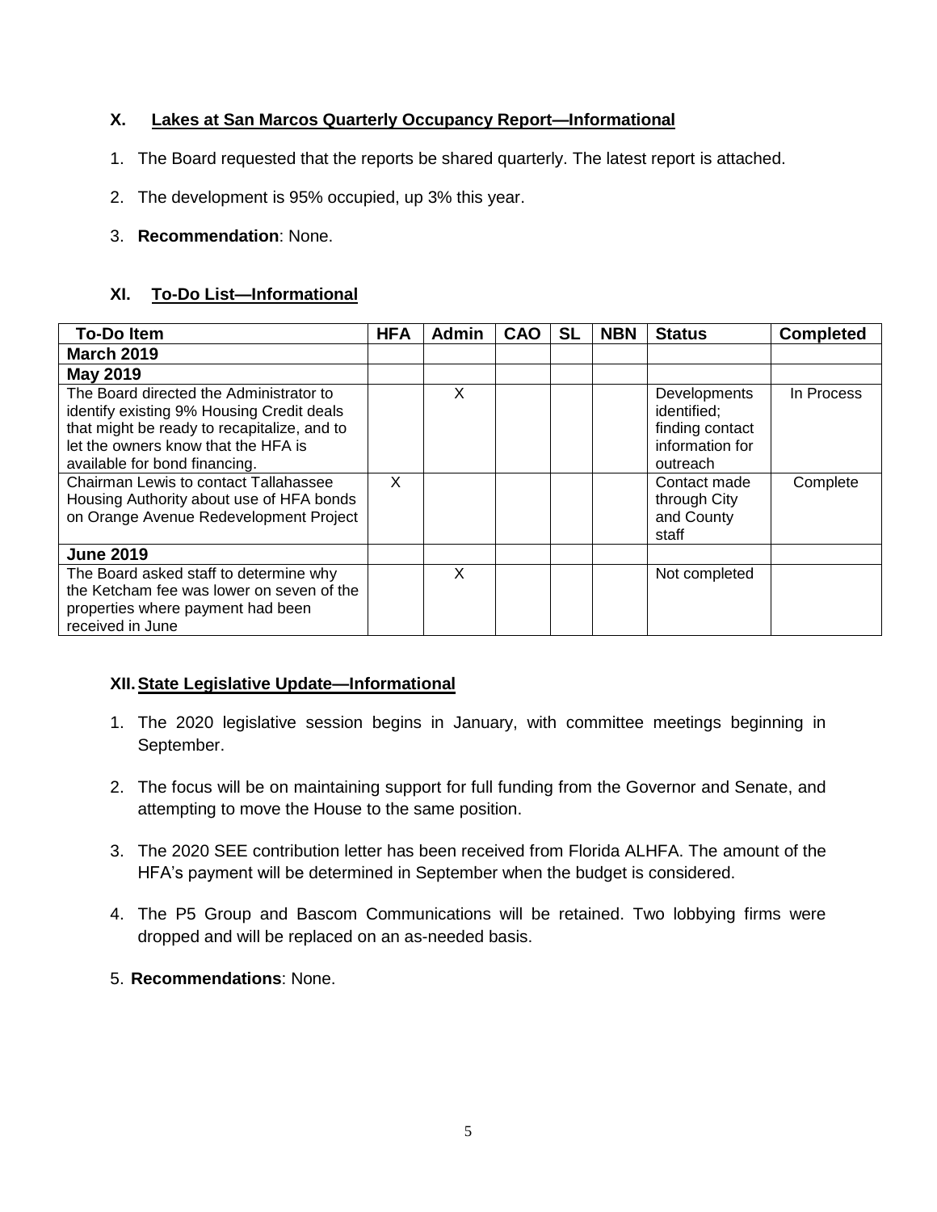## X. Lakes at San Marcos Quarterly Occupancy Report—Informational

1. The Board requested that the reports be shared quarterly. The latest report is attached.
2. The development is 95% occupied, up 3% this year.
3. **Recommendation**: None.

## XI. To-Do List—Informational

| To-Do Item | HFA | Admin | CAO | SL | NBN | Status | Completed |
|---|---|---|---|---|---|---|---|
| **March 2019** | | | | | | | |
| **May 2019** | | | | | | | |
| The Board directed the Administrator to identify existing 9% Housing Credit deals that might be ready to recapitalize, and to let the owners know that the HFA is available for bond financing. | | X | | | | Developments identified; finding contact information for outreach | In Process |
| Chairman Lewis to contact Tallahassee Housing Authority about use of HFA bonds on Orange Avenue Redevelopment Project | X | | | | | Contact made through City and County staff | Complete |
| **June 2019** | | | | | | | |
| The Board asked staff to determine why the Ketcham fee was lower on seven of the properties where payment had been received in June | | X | | | | Not completed | |

## XII. State Legislative Update—Informational

1. The 2020 legislative session begins in January, with committee meetings beginning in September.
2. The focus will be on maintaining support for full funding from the Governor and Senate, and attempting to move the House to the same position.
3. The 2020 SEE contribution letter has been received from Florida ALHFA. The amount of the HFA's payment will be determined in September when the budget is considered.
4. The P5 Group and Bascom Communications will be retained. Two lobbying firms were dropped and will be replaced on an as-needed basis.
5. **Recommendations**: None.